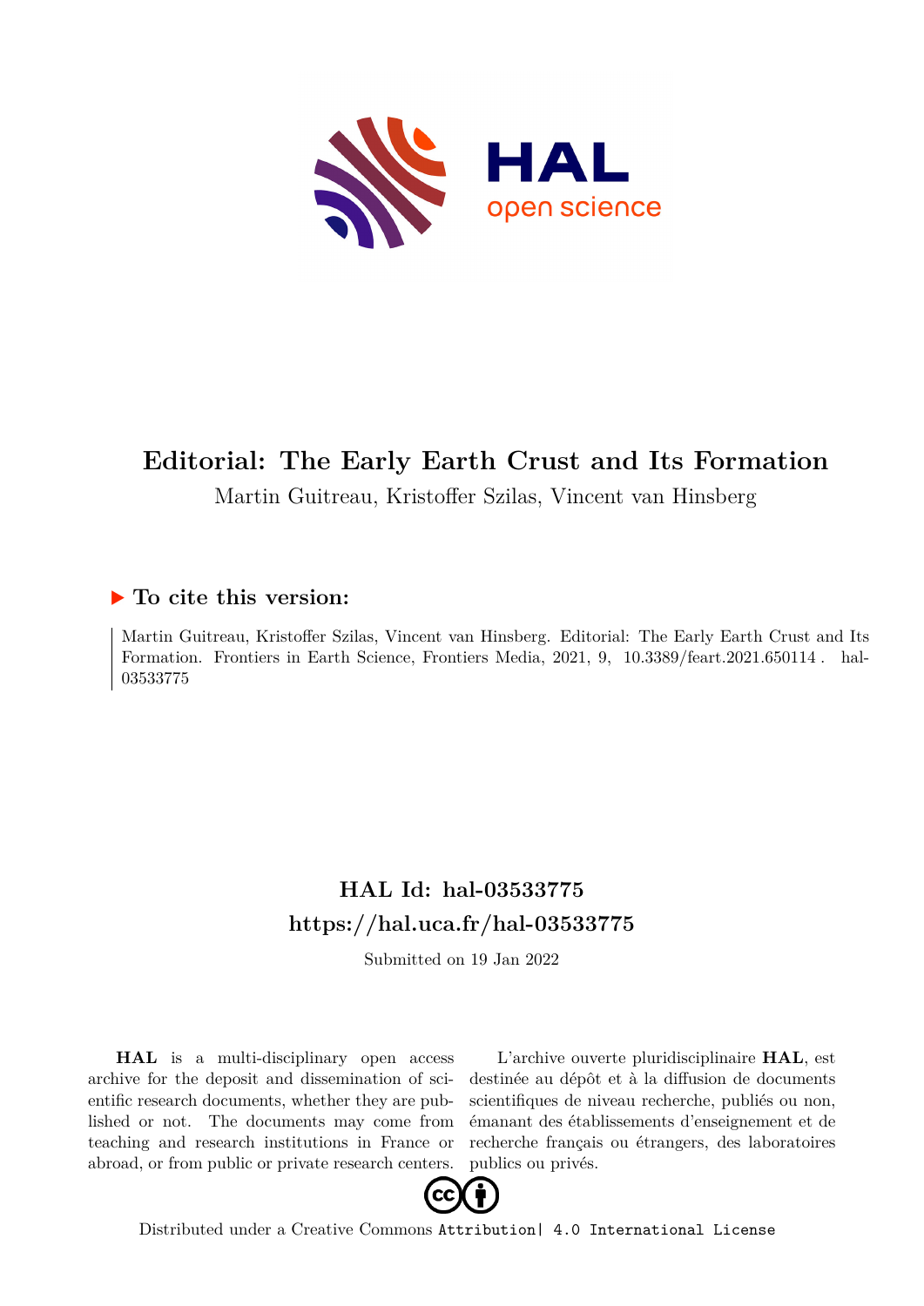# Editorial: The Early Earth Crust and Its Formation

Martin Guitreau, Kristoffer Szilas, Vincent van Hinsberg

## ▶ To cite this version:

Martin Guitreau, Kristoffer Szilas, Vincent van Hinsberg. Editorial: The Early Earth Crust and Its Formation. Frontiers in Earth Science, Frontiers Media, 2021, 9, 10.3389/feart.2021.650114 . hal-03533775

## HAL Id: hal-03533775

## https://hal.uca.fr/hal-03533775

Submitted on 19 Jan 2022

**HAL** is a multi-disciplinary open access archive for the deposit and dissemination of scientific research documents, whether they are published or not. The documents may come from teaching and research institutions in France or abroad, or from public or private research centers.

L'archive ouverte pluridisciplinaire **HAL**, est destinée au dépôt et à la diffusion de documents scientifiques de niveau recherche, publiés ou non, émanant des établissements d'enseignement et de recherche français ou étrangers, des laboratoires publics ou privés.

Distributed under a Creative Commons Attribution| 4.0 International License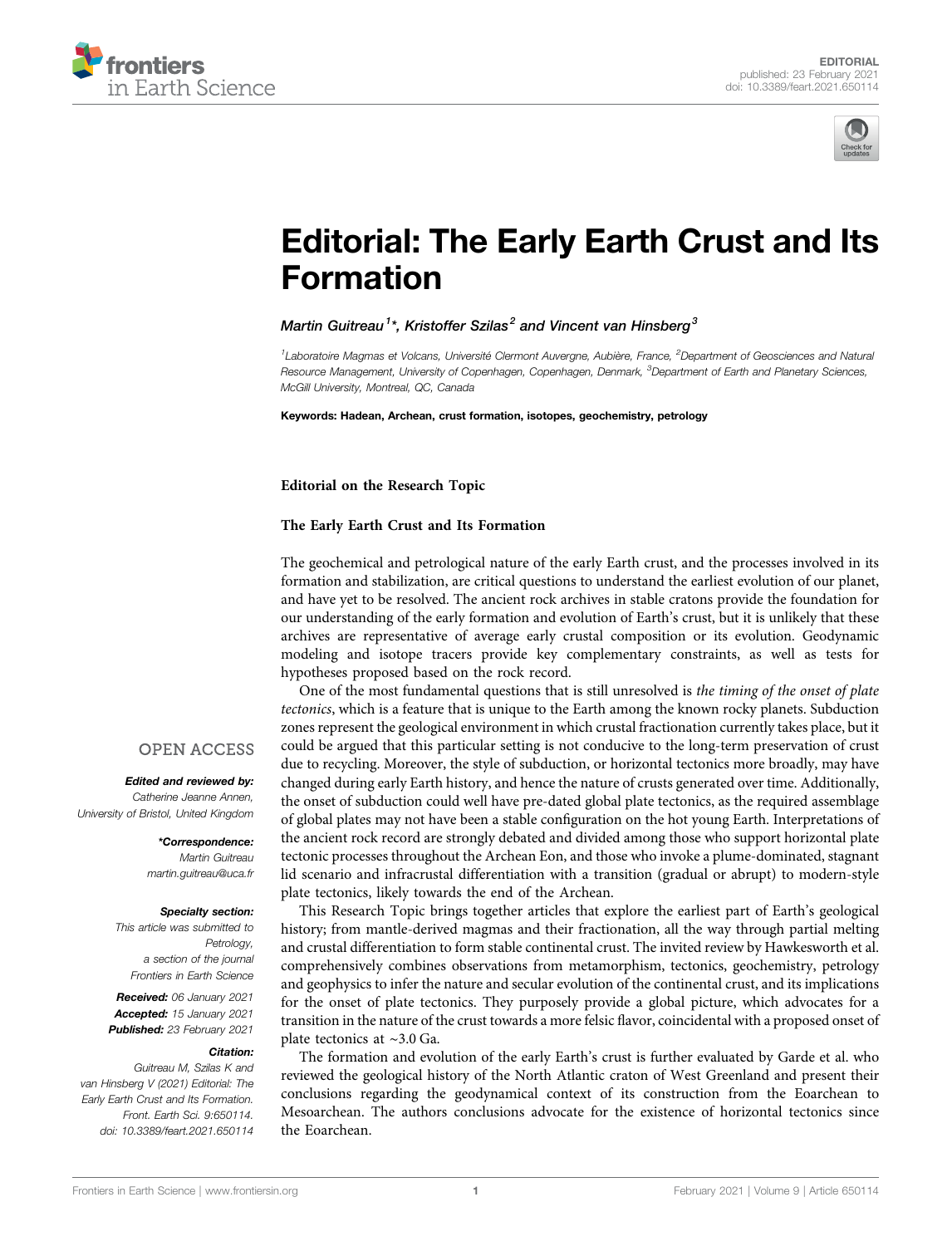# Editorial: The Early Earth Crust and Its Formation

*Martin Guitreau[1]\*, Kristoffer Szilas[2] and Vincent van Hinsberg[3]*

[1]Laboratoire Magmas et Volcans, Université Clermont Auvergne, Aubière, France, [2]Department of Geosciences and Natural Resource Management, University of Copenhagen, Copenhagen, Denmark, [3]Department of Earth and Planetary Sciences, McGill University, Montreal, QC, Canada

**Keywords: Hadean, Archean, crust formation, isotopes, geochemistry, petrology**

**OPEN ACCESS**

***Edited and reviewed by:***
*Catherine Jeanne Annen, University of Bristol, United Kingdom*

***\*Correspondence:***
*Martin Guitreau*
*martin.guitreau@uca.fr*

***Specialty section:***
*This article was submitted to Petrology, a section of the journal Frontiers in Earth Science*

***Received:*** *06 January 2021*
***Accepted:*** *15 January 2021*
***Published:*** *23 February 2021*

***Citation:***
*Guitreau M, Szilas K and van Hinsberg V (2021) Editorial: The Early Earth Crust and Its Formation. Front. Earth Sci. 9:650114. doi: 10.3389/feart.2021.650114*

**Editorial on the Research Topic**

**The Early Earth Crust and Its Formation**

The geochemical and petrological nature of the early Earth crust, and the processes involved in its formation and stabilization, are critical questions to understand the earliest evolution of our planet, and have yet to be resolved. The ancient rock archives in stable cratons provide the foundation for our understanding of the early formation and evolution of Earth's crust, but it is unlikely that these archives are representative of average crustal composition or its evolution. Geodynamic modeling and isotope tracers provide key complementary constraints, as well as tests for hypotheses proposed based on the rock record.

One of the most fundamental questions that is still unresolved is *the timing of the onset of plate tectonics*, which is a feature that is unique to the Earth among the known rocky planets. Subduction zones represent the geological environment in which crustal fractionation currently takes place, but it could be argued that this particular setting is not conducive to the long-term preservation of crust due to recycling. Moreover, the style of subduction, or horizontal tectonics more broadly, may have changed during early Earth history, and hence the nature of crusts generated over time. Additionally, the onset of subduction could well have pre-dated global plate tectonics, as the required assemblage of global plates may not have been a stable configuration on the hot young Earth. Interpretations of the ancient rock record are strongly debated and divided among those who support horizontal plate tectonic processes throughout the Archean Eon, and those who invoke a plume-dominated, stagnant lid scenario and infracrustal differentiation with a transition (gradual or abrupt) to modern-style plate tectonics, likely towards the end of the Archean.

This Research Topic brings together articles that explore the earliest part of Earth's geological history; from mantle-derived magmas and their fractionation, all the way through partial melting and crustal differentiation to form stable continental crust. The invited review by Hawkesworth et al. comprehensively combines observations from metamorphism, tectonics, geochemistry, petrology and geophysics to infer the nature and secular evolution of the continental crust, and its implications for the onset of plate tectonics. They purposely provide a global picture, which advocates for a transition in the nature of the crust towards a more felsic flavor, coincidental with a proposed onset of plate tectonics at ~3.0 Ga.

The formation and evolution of the early Earth's crust is further evaluated by Garde et al. who reviewed the geological history of the North Atlantic craton of West Greenland and present their conclusions regarding the geodynamical context of its construction from the Eoarchean to Mesoarchean. The authors conclusions advocate for the existence of horizontal tectonics since the Eoarchean.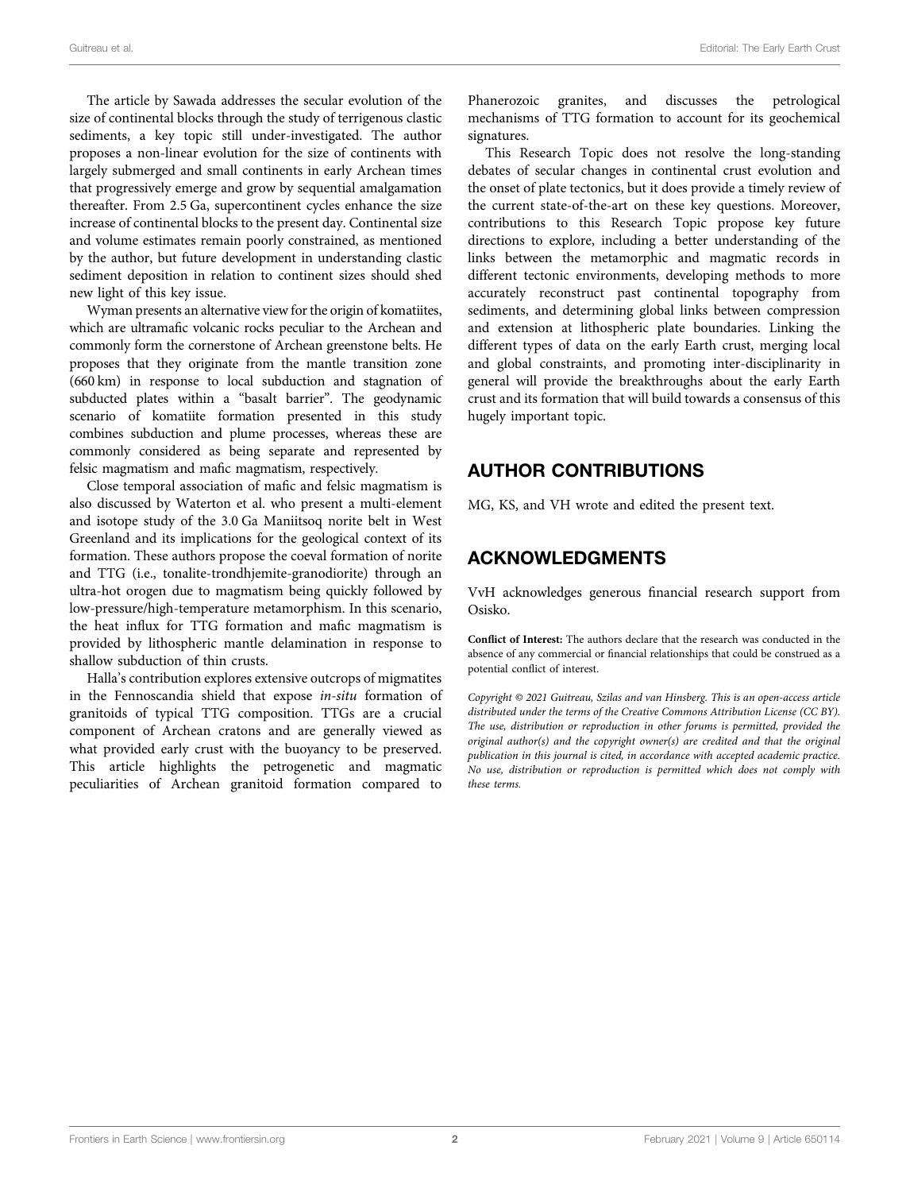The article by Sawada addresses the secular evolution of the size of continental blocks through the study of terrigenous clastic sediments, a key topic still under-investigated. The author proposes a non-linear evolution for the size of continents with largely submerged and small continents in early Archean times that progressively emerge and grow by sequential amalgamation thereafter. From 2.5 Ga, supercontinent cycles enhance the size increase of continental blocks to the present day. Continental size and volume estimates remain poorly constrained, as mentioned by the author, but future development in understanding clastic sediment deposition in relation to continent sizes should shed new light of this key issue.

Wyman presents an alternative view for the origin of komatiites, which are ultramafic volcanic rocks peculiar to the Archean and commonly form the cornerstone of Archean greenstone belts. He proposes that they originate from the mantle transition zone (660 km) in response to local subduction and stagnation of subducted plates within a "basalt barrier". The geodynamic scenario of komatiite formation presented in this study combines subduction and plume processes, whereas these are commonly considered as being separate and represented by felsic magmatism and mafic magmatism, respectively.

Close temporal association of mafic and felsic magmatism is also discussed by Waterton et al. who present a multi-element and isotope study of the 3.0 Ga Maniitsoq norite belt in West Greenland and its implications for the geological context of its formation. These authors propose the coeval formation of norite and TTG (i.e., tonalite-trondhjemite-granodiorite) through an ultra-hot orogen due to magmatism being quickly followed by low-pressure/high-temperature metamorphism. In this scenario, the heat influx for TTG formation and mafic magmatism is provided by lithospheric mantle delamination in response to shallow subduction of thin crusts.

Halla's contribution explores extensive outcrops of migmatites in the Fennoscandia shield that expose *in-situ* formation of granitoids of typical TTG composition. TTGs are a crucial component of Archean cratons and are generally viewed as what provided early crust with the buoyancy to be preserved. This article highlights the petrogenetic and magmatic peculiarities of Archean granitoid formation compared to Phanerozoic granites, and discusses the petrological mechanisms of TTG formation to account for its geochemical signatures.

This Research Topic does not resolve the long-standing debates of secular changes in continental crust evolution and the onset of plate tectonics, but it does provide a timely review of the current state-of-the-art on these key questions. Moreover, contributions to this Research Topic propose key future directions to explore, including a better understanding of the links between the metamorphic and magmatic records in different tectonic environments, developing methods to more accurately reconstruct past continental topography from sediments, and determining global links between compression and extension at lithospheric plate boundaries. Linking the different types of data on the early Earth crust, merging local and global constraints, and promoting inter-disciplinarity in general will provide the breakthroughs about the early Earth crust and its formation that will build towards a consensus of this hugely important topic.

## AUTHOR CONTRIBUTIONS

MG, KS, and VH wrote and edited the present text.

## ACKNOWLEDGMENTS

VvH acknowledges generous financial research support from Osisko.

**Conflict of Interest:** The authors declare that the research was conducted in the absence of any commercial or financial relationships that could be construed as a potential conflict of interest.

*Copyright © 2021 Guitreau, Szilas and van Hinsberg. This is an open-access article distributed under the terms of the Creative Commons Attribution License (CC BY). The use, distribution or reproduction in other forums is permitted, provided the original author(s) and the copyright owner(s) are credited and that the original publication in this journal is cited, in accordance with accepted academic practice. No use, distribution or reproduction is permitted which does not comply with these terms.*